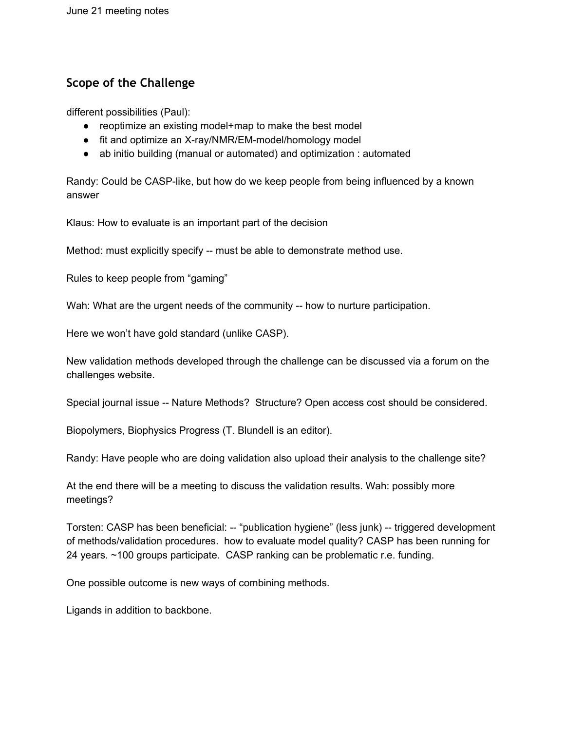June 21 meeting notes

## Scope of the Challenge

different possibilities (Paul):

- reoptimize an existing model+map to make the best model
- fit and optimize an X-ray/NMR/EM-model/homology model
- ab initio building (manual or automated) and optimization : automated

Randy: Could be CASP-like, but how do we keep people from being influenced by a known answer

Klaus: How to evaluate is an important part of the decision

Method: must explicitly specify -- must be able to demonstrate method use.

Rules to keep people from "gaming"

Wah: What are the urgent needs of the community -- how to nurture participation.

Here we won't have gold standard (unlike CASP).

New validation methods developed through the challenge can be discussed via a forum on the challenges website.

Special journal issue -- Nature Methods? Structure? Open access cost should be considered.

Biopolymers, Biophysics Progress (T. Blundell is an editor).

Randy: Have people who are doing validation also upload their analysis to the challenge site?

At the end there will be a meeting to discuss the validation results. Wah: possibly more meetings?

Torsten: CASP has been beneficial: -- "publication hygiene" (less junk) -- triggered development of methods/validation procedures. how to evaluate model quality? CASP has been running for 24 years. ~100 groups participate. CASP ranking can be problematic r.e. funding.

One possible outcome is new ways of combining methods.

Ligands in addition to backbone.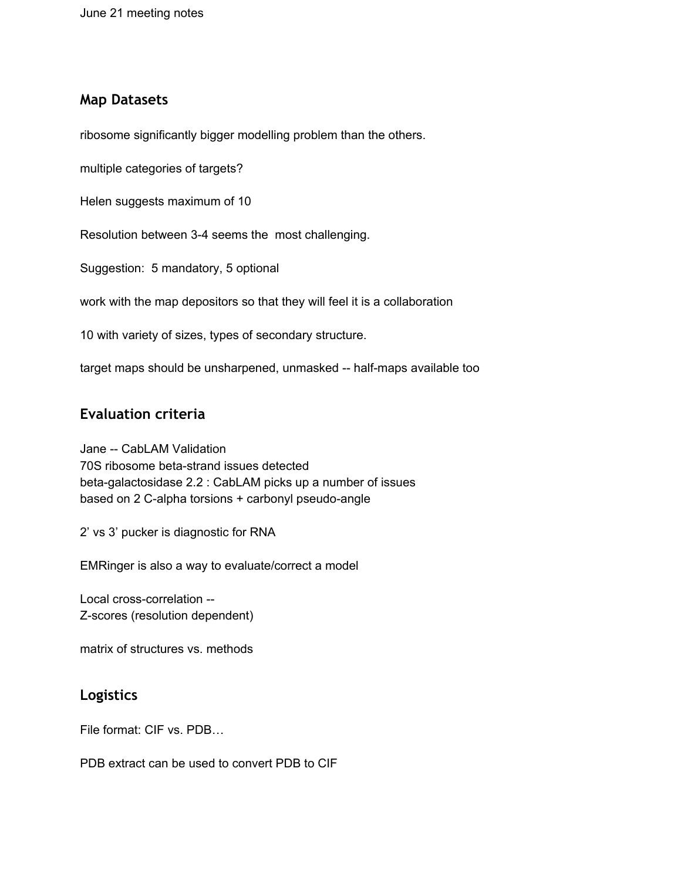June 21 meeting notes

## Map Datasets

ribosome significantly bigger modelling problem than the others.

multiple categories of targets?

Helen suggests maximum of 10

Resolution between 3-4 seems the most challenging.

Suggestion: 5 mandatory, 5 optional

work with the map depositors so that they will feel it is a collaboration

10 with variety of sizes, types of secondary structure.

target maps should be unsharpened, unmasked -- half-maps available too

## Evaluation criteria

Jane -- CabLAM Validation
70S ribosome beta-strand issues detected
beta-galactosidase 2.2 : CabLAM picks up a number of issues
based on 2 C-alpha torsions + carbonyl pseudo-angle

2' vs 3' pucker is diagnostic for RNA

EMRinger is also a way to evaluate/correct a model

Local cross-correlation --
Z-scores (resolution dependent)

matrix of structures vs. methods

## Logistics

File format: CIF vs. PDB…

PDB extract can be used to convert PDB to CIF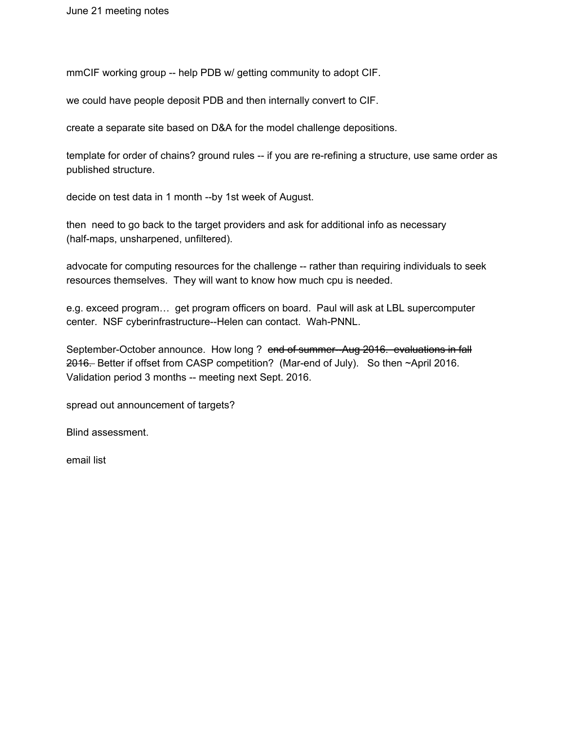June 21 meeting notes

mmCIF working group -- help PDB w/ getting community to adopt CIF.

we could have people deposit PDB and then internally convert to CIF.

create a separate site based on D&A for the model challenge depositions.

template for order of chains? ground rules -- if you are re-refining a structure, use same order as published structure.

decide on test data in 1 month --by 1st week of August.

then need to go back to the target providers and ask for additional info as necessary (half-maps, unsharpened, unfiltered).

advocate for computing resources for the challenge -- rather than requiring individuals to seek resources themselves. They will want to know how much cpu is needed.

e.g. exceed program… get program officers on board. Paul will ask at LBL supercomputer center. NSF cyberinfrastructure--Helen can contact. Wah-PNNL.

September-October announce. How long ? ~~end of summer--Aug 2016. evaluations in fall 2016.~~ Better if offset from CASP competition? (Mar-end of July). So then ~April 2016. Validation period 3 months -- meeting next Sept. 2016.

spread out announcement of targets?

Blind assessment.

email list